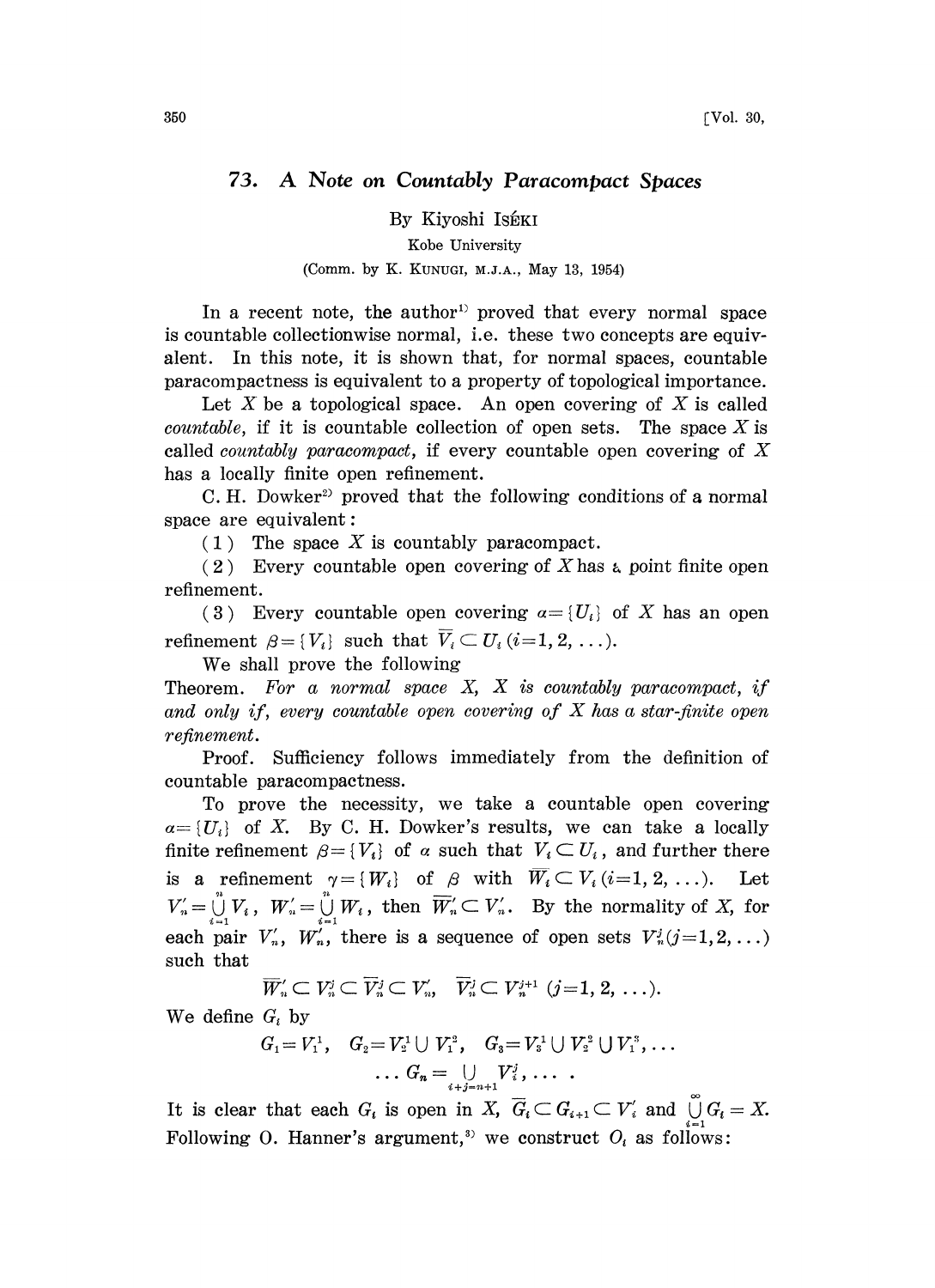# 73. A Note on Countably Paracompact Spaces

By Kiyoshi ISÉKI

Kobe University

(Comm. by K. KUNUGI, M.J.A., May 13, 1954)

In a recent note, the author[1] proved that every normal space is countable collectionwise normal, i.e. these two concepts are equivalent. In this note, it is shown that, for normal spaces, countable paracompactness is equivalent to a property of topological importance.

Let $X$ be a topological space. An open covering of $X$ is called *countable*, if it is countable collection of open sets. The space $X$ is called *countably paracompact*, if every countable open covering of $X$ has a locally finite open refinement.

C. H. Dowker[2] proved that the following conditions of a normal space are equivalent:

(1) The space $X$ is countably paracompact.

(2) Every countable open covering of $X$ has a point finite open refinement.

(3) Every countable open covering $\alpha=\{U_i\}$ of $X$ has an open refinement $\beta=\{V_i\}$ such that $\overline{V}_i \subset U_i$ $(i=1, 2, \ldots)$.

We shall prove the following

Theorem. *For a normal space $X$, $X$ is countably paracompact, if and only if, every countable open covering of $X$ has a star-finite open refinement.*

Proof. Sufficiency follows immediately from the definition of countable paracompactness.

To prove the necessity, we take a countable open covering $\alpha=\{U_i\}$ of $X$. By C. H. Dowker's results, we can take a locally finite refinement $\beta=\{V_i\}$ of $\alpha$ such that $V_i \subset U_i$, and further there is a refinement $\gamma=\{W_i\}$ of $\beta$ with $\overline{W}_i \subset V_i$ $(i=1, 2, \ldots)$. Let $V'_n=\bigcup_{i=1}^{n} V_i$, $W'_n=\bigcup_{i=1}^{n} W_i$, then $\overline{W}'_n \subset V'_n$. By the normality of $X$, for each pair $V'_n$, $W'_n$, there is a sequence of open sets $V^j_n (j=1, 2, \ldots)$ such that

$$\overline{W}'_n \subset V^j_n \subset \overline{V}^j_n \subset V'_n, \quad \overline{V}^j_n \subset V^{j+1}_n \ (j=1, 2, \ldots).$$

We define $G_i$ by

$$G_1=V^1_1, \quad G_2=V^1_2 \cup V^2_1, \quad G_3=V^1_3 \cup V^2_2 \cup V^3_1, \ldots$$
$$\ldots G_n=\bigcup_{i+j=n+1} V^j_i, \ldots .$$

It is clear that each $G_i$ is open in $X$, $\overline{G}_i \subset G_{i+1} \subset V'_i$ and $\bigcup_{i=1}^{\infty} G_i = X$. Following O. Hanner's argument,[3] we construct $O_i$ as follows: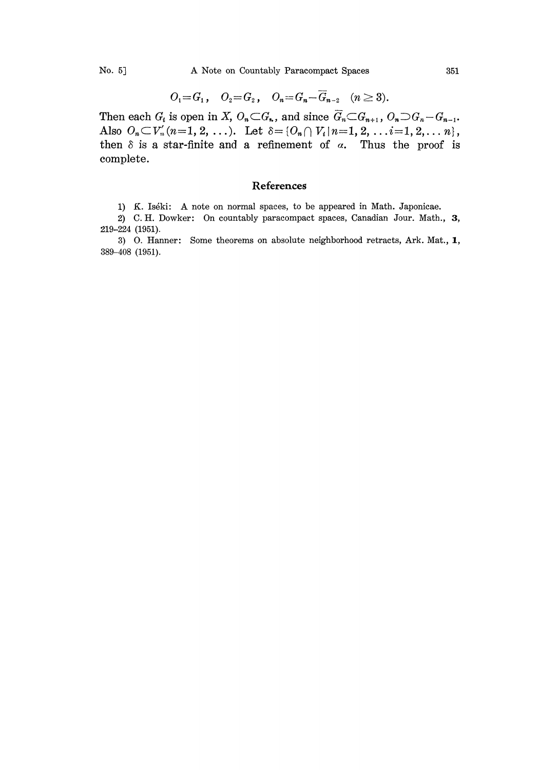$$O_1 = G_1, \quad O_2 = G_2, \quad O_n = G_n - \overline{G}_{n-2} \quad (n \geq 3).$$

Then each $G_i$ is open in $X$, $O_n \subset G_n$, and since $\overline{G}_n \subset G_{n+1}$, $O_n \supset G_n - G_{n-1}$. Also $O_n \subset V'_n (n=1, 2, \ldots)$. Let $\delta = \{O_n \cap V_i \mid n=1, 2, \ldots i=1, 2, \ldots n\}$, then $\delta$ is a star-finite and a refinement of $\alpha$. Thus the proof is complete.

## References

1) K. Iséki: A note on normal spaces, to be appeared in Math. Japonicae.

2) C. H. Dowker: On countably paracompact spaces, Canadian Jour. Math., **3**, 219–224 (1951).

3) O. Hanner: Some theorems on absolute neighborhood retracts, Ark. Mat., **1**, 389–408 (1951).